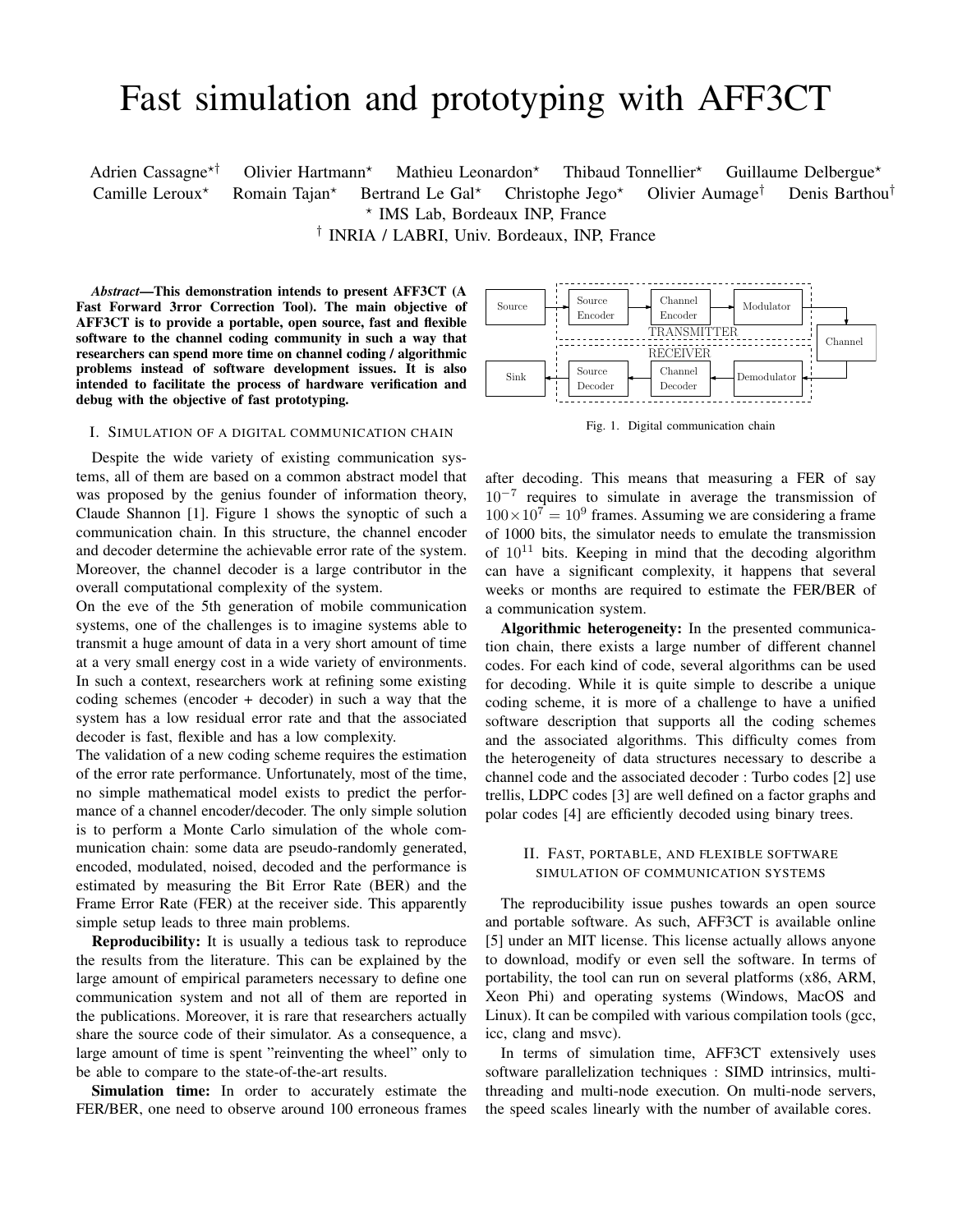# Fast simulation and prototyping with AFF3CT

Adrien Cassagne*† Olivier Hartmann* Mathieu Leonardon* Thibaud Tonnellier* Guillaume Delbergue* Camille Leroux* Romain Tajan* Bertrand Le Gal* Christophe Jego* Olivier Aumage† Denis Barthou†

* IMS Lab, Bordeaux INP, France

† INRIA / LABRI, Univ. Bordeaux, INP, France

***Abstract*—This demonstration intends to present AFF3CT (A Fast Forward 3rror Correction Tool). The main objective of AFF3CT is to provide a portable, open source, fast and flexible software to the channel coding community in such a way that researchers can spend more time on channel coding / algorithmic problems instead of software development issues. It is also intended to facilitate the process of hardware verification and debug with the objective of fast prototyping.**

## I. Simulation of a digital communication chain

Despite the wide variety of existing communication systems, all of them are based on a common abstract model that was proposed by the genius founder of information theory, Claude Shannon [1]. Figure 1 shows the synoptic of such a communication chain. In this structure, the channel encoder and decoder determine the achievable error rate of the system. Moreover, the channel decoder is a large contributor in the overall computational complexity of the system.

On the eve of the 5th generation of mobile communication systems, one of the challenges is to imagine systems able to transmit a huge amount of data in a very short amount of time at a very small energy cost in a wide variety of environments. In such a context, researchers work at refining some existing coding schemes (encoder + decoder) in such a way that the system has a low residual error rate and that the associated decoder is fast, flexible and has a low complexity.

The validation of a new coding scheme requires the estimation of the error rate performance. Unfortunately, most of the time, no simple mathematical model exists to predict the performance of a channel encoder/decoder. The only simple solution is to perform a Monte Carlo simulation of the whole communication chain: some data are pseudo-randomly generated, encoded, modulated, noised, decoded and the performance is estimated by measuring the Bit Error Rate (BER) and the Frame Error Rate (FER) at the receiver side. This apparently simple setup leads to three main problems.

**Reproducibility:** It is usually a tedious task to reproduce the results from the literature. This can be explained by the large amount of empirical parameters necessary to define one communication system and not all of them are reported in the publications. Moreover, it is rare that researchers actually share the source code of their simulator. As a consequence, a large amount of time is spent "reinventing the wheel" only to be able to compare to the state-of-the-art results.

**Simulation time:** In order to accurately estimate the FER/BER, one need to observe around 100 erroneous frames after decoding. This means that measuring a FER of say $10^{-7}$ requires to simulate in average the transmission of $100 \times 10^7 = 10^9$ frames. Assuming we are considering a frame of 1000 bits, the simulator needs to emulate the transmission of $10^{11}$ bits. Keeping in mind that the decoding algorithm can have a significant complexity, it happens that several weeks or months are required to estimate the FER/BER of a communication system.

Source → [TRANSMITTER: Source Encoder → Channel Encoder → Modulator] → Channel → [RECEIVER: Demodulator → Channel Decoder → Source Decoder] → Sink

Fig. 1. Digital communication chain

**Algorithmic heterogeneity:** In the presented communication chain, there exists a large number of different channel codes. For each kind of code, several algorithms can be used for decoding. While it is quite simple to describe a unique coding scheme, it is more of a challenge to have a unified software description that supports all the coding schemes and the associated algorithms. This difficulty comes from the heterogeneity of data structures necessary to describe a channel code and the associated decoder : Turbo codes [2] use trellis, LDPC codes [3] are well defined on a factor graphs and polar codes [4] are efficiently decoded using binary trees.

## II. Fast, portable, and flexible software simulation of communication systems

The reproducibility issue pushes towards an open source and portable software. As such, AFF3CT is available online [5] under an MIT license. This license actually allows anyone to download, modify or even sell the software. In terms of portability, the tool can run on several platforms (x86, ARM, Xeon Phi) and operating systems (Windows, MacOS and Linux). It can be compiled with various compilation tools (gcc, icc, clang and msvc).

In terms of simulation time, AFF3CT extensively uses software parallelization techniques : SIMD intrinsics, multi-threading and multi-node execution. On multi-node servers, the speed scales linearly with the number of available cores.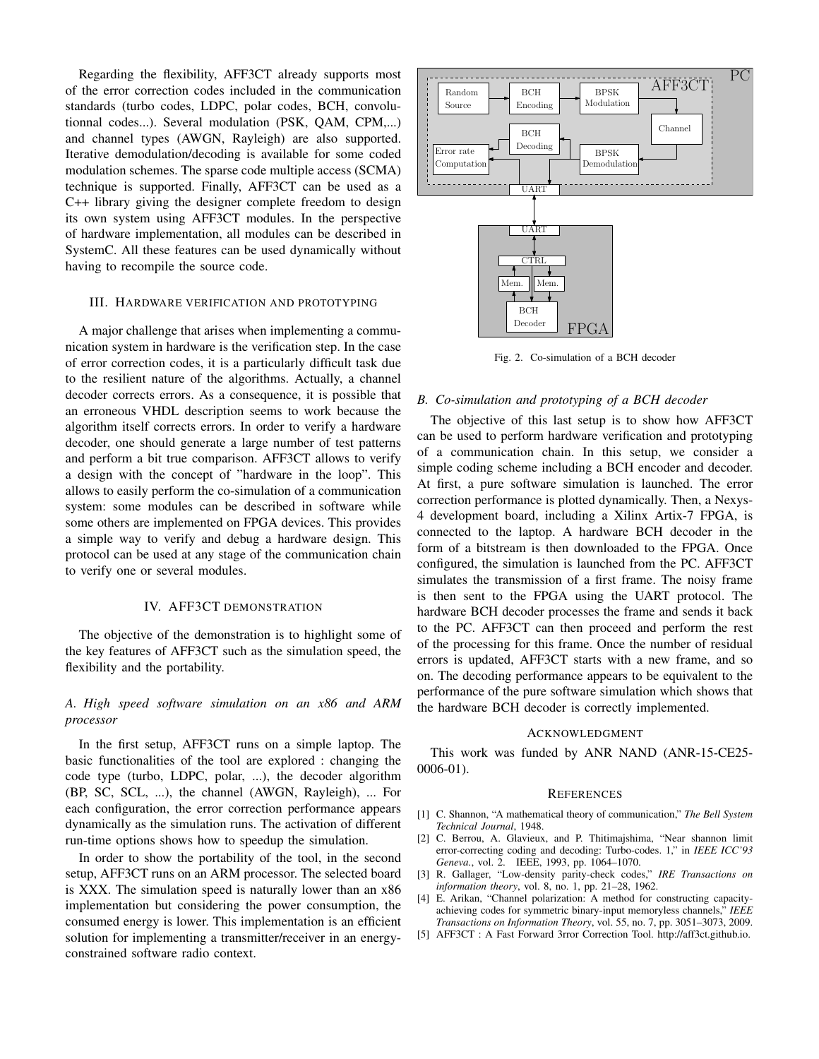Regarding the flexibility, AFF3CT already supports most of the error correction codes included in the communication standards (turbo codes, LDPC, polar codes, BCH, convolutionnal codes...). Several modulation (PSK, QAM, CPM,...) and channel types (AWGN, Rayleigh) are also supported. Iterative demodulation/decoding is available for some coded modulation schemes. The sparse code multiple access (SCMA) technique is supported. Finally, AFF3CT can be used as a C++ library giving the designer complete freedom to design its own system using AFF3CT modules. In the perspective of hardware implementation, all modules can be described in SystemC. All these features can be used dynamically without having to recompile the source code.

## III. Hardware verification and prototyping

A major challenge that arises when implementing a communication system in hardware is the verification step. In the case of error correction codes, it is a particularly difficult task due to the resilient nature of the algorithms. Actually, a channel decoder corrects errors. As a consequence, it is possible that an erroneous VHDL description seems to work because the algorithm itself corrects errors. In order to verify a hardware decoder, one should generate a large number of test patterns and perform a bit true comparison. AFF3CT allows to verify a design with the concept of "hardware in the loop". This allows to easily perform the co-simulation of a communication system: some modules can be described in software while some others are implemented on FPGA devices. This provides a simple way to verify and debug a hardware design. This protocol can be used at any stage of the communication chain to verify one or several modules.

## IV. AFF3CT demonstration

The objective of the demonstration is to highlight some of the key features of AFF3CT such as the simulation speed, the flexibility and the portability.

### *A. High speed software simulation on an x86 and ARM processor*

In the first setup, AFF3CT runs on a simple laptop. The basic functionalities of the tool are explored : changing the code type (turbo, LDPC, polar, ...), the decoder algorithm (BP, SC, SCL, ...), the channel (AWGN, Rayleigh), ... For each configuration, the error correction performance appears dynamically as the simulation runs. The activation of different run-time options shows how to speedup the simulation.

In order to show the portability of the tool, in the second setup, AFF3CT runs on an ARM processor. The selected board is XXX. The simulation speed is naturally lower than an x86 implementation but considering the power consumption, the consumed energy is lower. This implementation is an efficient solution for implementing a transmitter/receiver in an energy-constrained software radio context.

PC
AFF3CT
Random Source
BCH Encoding
BPSK Modulation
Channel
BCH Decoding
Error rate Computation
BPSK Demodulation
UART
UART
CTRL
Mem.
Mem.
BCH Decoder
FPGA

Fig. 2. Co-simulation of a BCH decoder

### *B. Co-simulation and prototyping of a BCH decoder*

The objective of this last setup is to show how AFF3CT can be used to perform hardware verification and prototyping of a communication chain. In this setup, we consider a simple coding scheme including a BCH encoder and decoder. At first, a pure software simulation is launched. The error correction performance is plotted dynamically. Then, a Nexys-4 development board, including a Xilinx Artix-7 FPGA, is connected to the laptop. A hardware BCH decoder in the form of a bitstream is then downloaded to the FPGA. Once configured, the simulation is launched from the PC. AFF3CT simulates the transmission of a first frame. The noisy frame is then sent to the FPGA using the UART protocol. The hardware BCH decoder processes the frame and sends it back to the PC. AFF3CT can then proceed and perform the rest of the processing for this frame. Once the number of residual errors is updated, AFF3CT starts with a new frame, and so on. The decoding performance appears to be equivalent to the performance of the pure software simulation which shows that the hardware BCH decoder is correctly implemented.

## Acknowledgment

This work was funded by ANR NAND (ANR-15-CE25-0006-01).

## References

[1] C. Shannon, "A mathematical theory of communication," *The Bell System Technical Journal*, 1948.

[2] C. Berrou, A. Glavieux, and P. Thitimajshima, "Near shannon limit error-correcting coding and decoding: Turbo-codes. 1," in *IEEE ICC'93 Geneva.*, vol. 2. IEEE, 1993, pp. 1064–1070.

[3] R. Gallager, "Low-density parity-check codes," *IRE Transactions on information theory*, vol. 8, no. 1, pp. 21–28, 1962.

[4] E. Arikan, "Channel polarization: A method for constructing capacity-achieving codes for symmetric binary-input memoryless channels," *IEEE Transactions on Information Theory*, vol. 55, no. 7, pp. 3051–3073, 2009.

[5] AFF3CT : A Fast Forward 3rror Correction Tool. http://aff3ct.github.io.